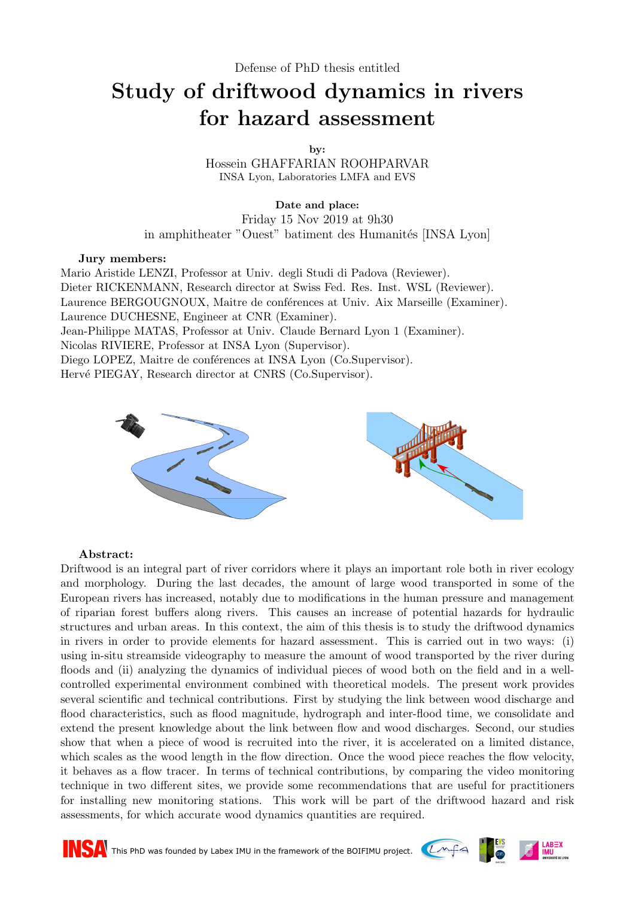Defense of PhD thesis entitled

# Study of driftwood dynamics in rivers for hazard assessment

**by:**

Hossein GHAFFARIAN ROOHPARVAR

INSA Lyon, Laboratories LMFA and EVS

**Date and place:**

Friday 15 Nov 2019 at 9h30

in amphitheater "Ouest" batiment des Humanités [INSA Lyon]

**Jury members:**

Mario Aristide LENZI, Professor at Univ. degli Studi di Padova (Reviewer).
Dieter RICKENMANN, Research director at Swiss Fed. Res. Inst. WSL (Reviewer).
Laurence BERGOUGNOUX, Maitre de conférences at Univ. Aix Marseille (Examiner).
Laurence DUCHESNE, Engineer at CNR (Examiner).
Jean-Philippe MATAS, Professor at Univ. Claude Bernard Lyon 1 (Examiner).
Nicolas RIVIERE, Professor at INSA Lyon (Supervisor).
Diego LOPEZ, Maitre de conférences at INSA Lyon (Co.Supervisor).
Hervé PIEGAY, Research director at CNRS (Co.Supervisor).

**Abstract:**

Driftwood is an integral part of river corridors where it plays an important role both in river ecology and morphology. During the last decades, the amount of large wood transported in some of the European rivers has increased, notably due to modifications in the human pressure and management of riparian forest buffers along rivers. This causes an increase of potential hazards for hydraulic structures and urban areas. In this context, the aim of this thesis is to study the driftwood dynamics in rivers in order to provide elements for hazard assessment. This is carried out in two ways: (i) using in-situ streamside videography to measure the amount of wood transported by the river during floods and (ii) analyzing the dynamics of individual pieces of wood both on the field and in a well-controlled experimental environment combined with theoretical models. The present work provides several scientific and technical contributions. First by studying the link between wood discharge and flood characteristics, such as flood magnitude, hydrograph and inter-flood time, we consolidate and extend the present knowledge about the link between flow and wood discharges. Second, our studies show that when a piece of wood is recruited into the river, it is accelerated on a limited distance, which scales as the wood length in the flow direction. Once the wood piece reaches the flow velocity, it behaves as a flow tracer. In terms of technical contributions, by comparing the video monitoring technique in two different sites, we provide some recommendations that are useful for practitioners for installing new monitoring stations. This work will be part of the driftwood hazard and risk assessments, for which accurate wood dynamics quantities are required.

This PhD was founded by Labex IMU in the framework of the BOIFIMU project.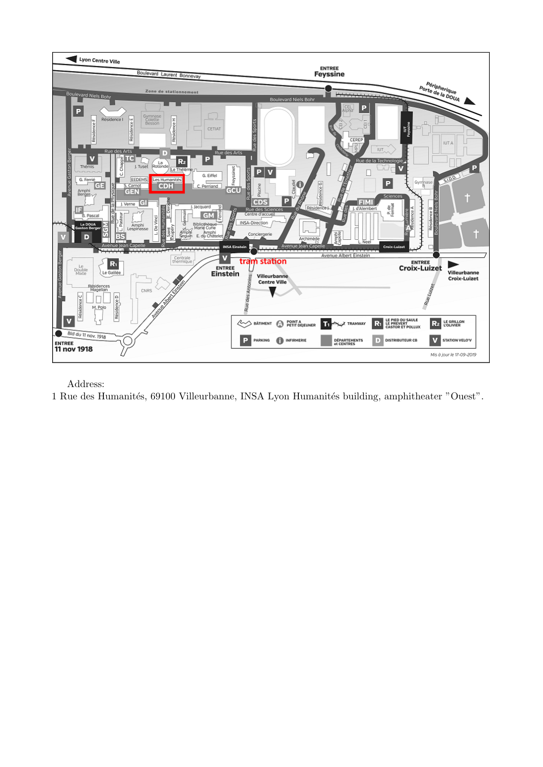Address:

1 Rue des Humanités, 69100 Villeurbanne, INSA Lyon Humanités building, amphitheater "Ouest".